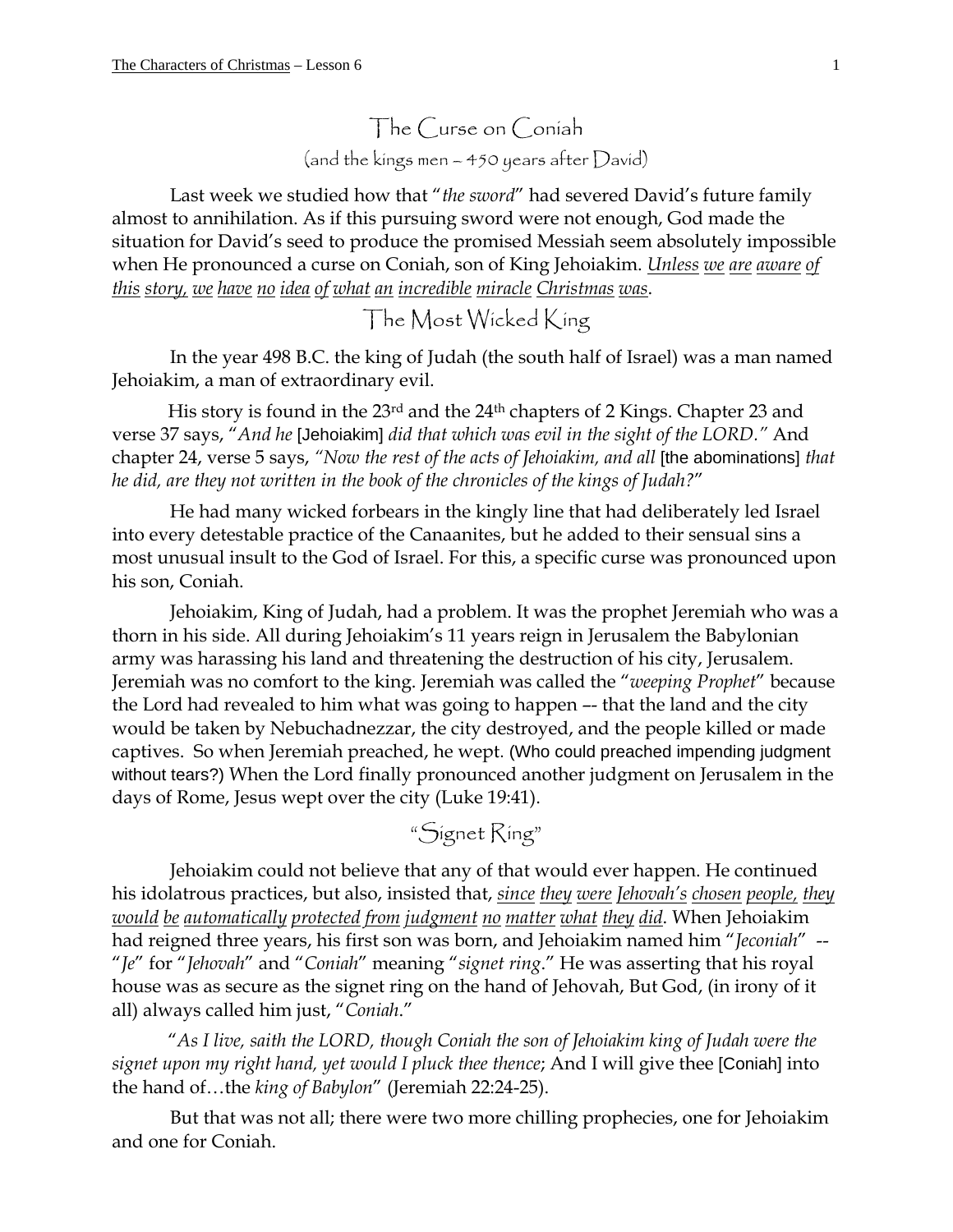# The Curse on Coniah

(and the kings men – 450 years after David)

Last week we studied how that "*the sword*" had severed David's future family almost to annihilation. As if this pursuing sword were not enough, God made the situation for David's seed to produce the promised Messiah seem absolutely impossible when He pronounced a curse on Coniah, son of King Jehoiakim. _Unless we are aware of this story, we have no idea of what an incredible miracle Christmas was_.

## The Most Wicked King

In the year 498 B.C. the king of Judah (the south half of Israel) was a man named Jehoiakim, a man of extraordinary evil.

His story is found in the 23rd and the 24th chapters of 2 Kings. Chapter 23 and verse 37 says, "*And he* [Jehoiakim] *did that which was evil in the sight of the LORD."* And chapter 24, verse 5 says, *"Now the rest of the acts of Jehoiakim, and all* [the abominations] *that he did, are they not written in the book of the chronicles of the kings of Judah?*"

He had many wicked forbears in the kingly line that had deliberately led Israel into every detestable practice of the Canaanites, but he added to their sensual sins a most unusual insult to the God of Israel. For this, a specific curse was pronounced upon his son, Coniah.

Jehoiakim, King of Judah, had a problem. It was the prophet Jeremiah who was a thorn in his side. All during Jehoiakim's 11 years reign in Jerusalem the Babylonian army was harassing his land and threatening the destruction of his city, Jerusalem. Jeremiah was no comfort to the king. Jeremiah was called the "*weeping Prophet*" because the Lord had revealed to him what was going to happen –- that the land and the city would be taken by Nebuchadnezzar, the city destroyed, and the people killed or made captives. So when Jeremiah preached, he wept. (Who could preached impending judgment without tears?) When the Lord finally pronounced another judgment on Jerusalem in the days of Rome, Jesus wept over the city (Luke 19:41).

## "Signet Ring"

Jehoiakim could not believe that any of that would ever happen. He continued his idolatrous practices, but also, insisted that, _*since they were Jehovah's chosen people, they would be automatically protected from judgment no matter what they did*_. When Jehoiakim had reigned three years, his first son was born, and Jehoiakim named him "*Jeconiah*" -- "*Je*" for "*Jehovah*" and "*Coniah*" meaning "*signet ring*." He was asserting that his royal house was as secure as the signet ring on the hand of Jehovah, But God, (in irony of it all) always called him just, "*Coniah*."

"*As I live, saith the LORD, though Coniah the son of Jehoiakim king of Judah were the signet upon my right hand, yet would I pluck thee thence*; And I will give thee [Coniah] into the hand of…the *king of Babylon*" (Jeremiah 22:24-25).

But that was not all; there were two more chilling prophecies, one for Jehoiakim and one for Coniah.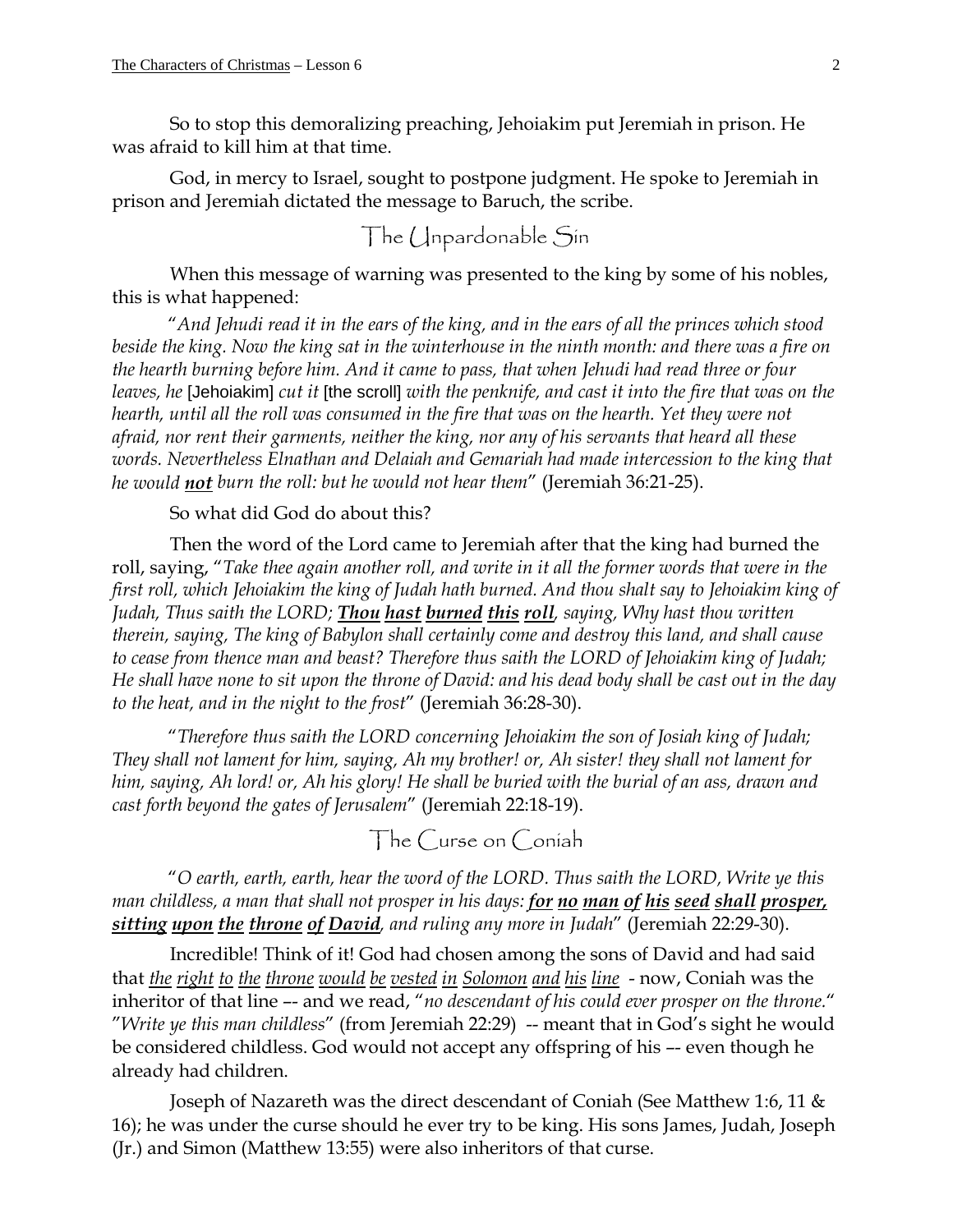So to stop this demoralizing preaching, Jehoiakim put Jeremiah in prison. He was afraid to kill him at that time.

God, in mercy to Israel, sought to postpone judgment. He spoke to Jeremiah in prison and Jeremiah dictated the message to Baruch, the scribe.

## The Unpardonable Sin

When this message of warning was presented to the king by some of his nobles, this is what happened:

"*And Jehudi read it in the ears of the king, and in the ears of all the princes which stood beside the king. Now the king sat in the winterhouse in the ninth month: and there was a fire on the hearth burning before him. And it came to pass, that when Jehudi had read three or four leaves, he* [Jehoiakim] *cut it* [the scroll] *with the penknife, and cast it into the fire that was on the hearth, until all the roll was consumed in the fire that was on the hearth. Yet they were not afraid, nor rent their garments, neither the king, nor any of his servants that heard all these words. Nevertheless Elnathan and Delaiah and Gemariah had made intercession to the king that he would **not** burn the roll: but he would not hear them*" (Jeremiah 36:21-25).

So what did God do about this?

Then the word of the Lord came to Jeremiah after that the king had burned the roll, saying, "*Take thee again another roll, and write in it all the former words that were in the first roll, which Jehoiakim the king of Judah hath burned. And thou shalt say to Jehoiakim king of Judah, Thus saith the LORD; **Thou hast burned this roll**, saying, Why hast thou written therein, saying, The king of Babylon shall certainly come and destroy this land, and shall cause to cease from thence man and beast? Therefore thus saith the LORD of Jehoiakim king of Judah; He shall have none to sit upon the throne of David: and his dead body shall be cast out in the day to the heat, and in the night to the frost*" (Jeremiah 36:28-30).

"*Therefore thus saith the LORD concerning Jehoiakim the son of Josiah king of Judah; They shall not lament for him, saying, Ah my brother! or, Ah sister! they shall not lament for him, saying, Ah lord! or, Ah his glory! He shall be buried with the burial of an ass, drawn and cast forth beyond the gates of Jerusalem*" (Jeremiah 22:18-19).

## The Curse on Coniah

"*O earth, earth, earth, hear the word of the LORD. Thus saith the LORD, Write ye this man childless, a man that shall not prosper in his days: **for no man of his seed shall prosper, sitting upon the throne of David**, and ruling any more in Judah*" (Jeremiah 22:29-30).

Incredible! Think of it! God had chosen among the sons of David and had said that <u>the right to the throne would be vested in Solomon and his line</u> - now, Coniah was the inheritor of that line –- and we read, "*no descendant of his could ever prosper on the throne.*" "*Write ye this man childless*" (from Jeremiah 22:29) -- meant that in God's sight he would be considered childless. God would not accept any offspring of his –- even though he already had children.

Joseph of Nazareth was the direct descendant of Coniah (See Matthew 1:6, 11 & 16); he was under the curse should he ever try to be king. His sons James, Judah, Joseph (Jr.) and Simon (Matthew 13:55) were also inheritors of that curse.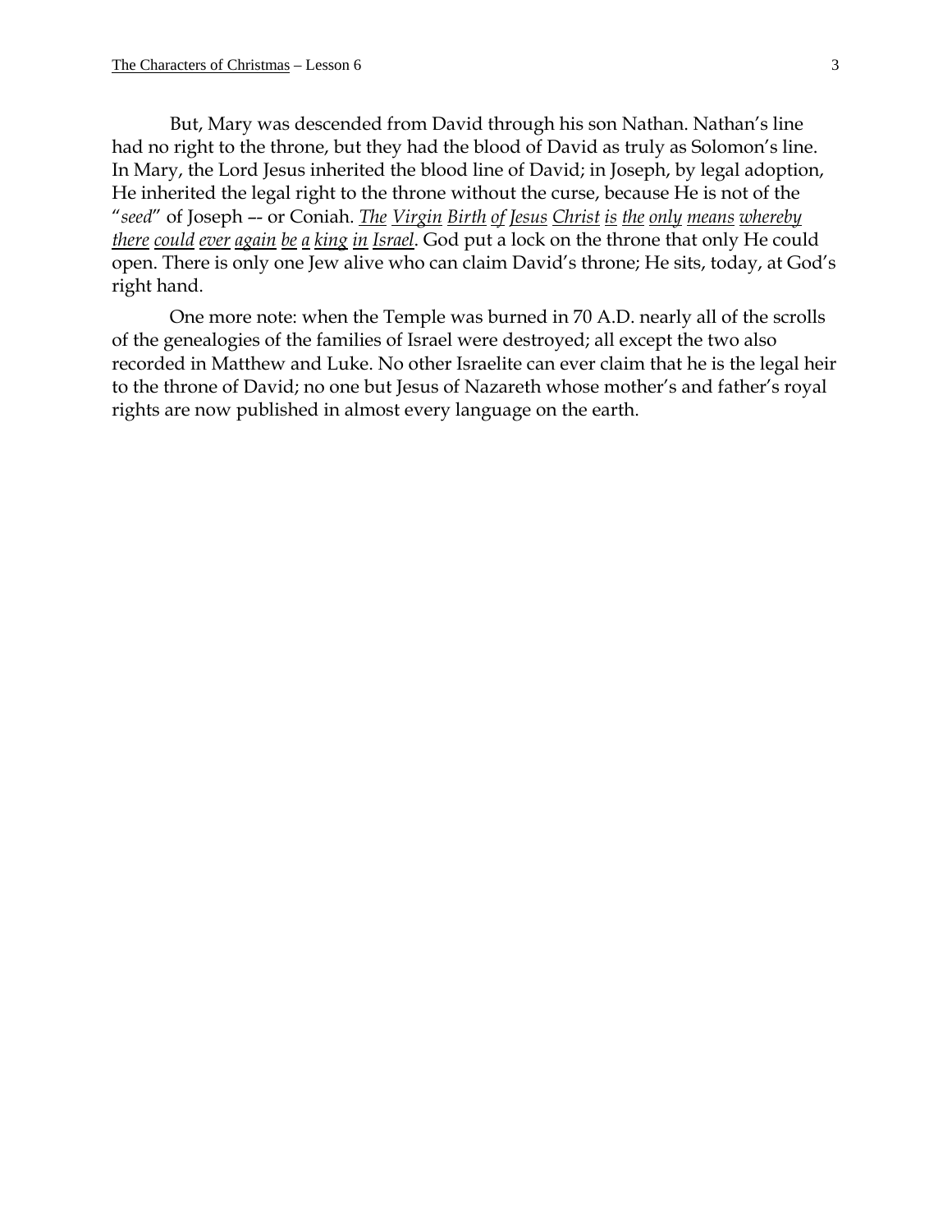But, Mary was descended from David through his son Nathan. Nathan's line had no right to the throne, but they had the blood of David as truly as Solomon's line. In Mary, the Lord Jesus inherited the blood line of David; in Joseph, by legal adoption, He inherited the legal right to the throne without the curse, because He is not of the "*seed*" of Joseph –- or Coniah. <u>*The Virgin Birth of Jesus Christ is the only means whereby there could ever again be a king in Israel*</u>. God put a lock on the throne that only He could open. There is only one Jew alive who can claim David's throne; He sits, today, at God's right hand.

One more note: when the Temple was burned in 70 A.D. nearly all of the scrolls of the genealogies of the families of Israel were destroyed; all except the two also recorded in Matthew and Luke. No other Israelite can ever claim that he is the legal heir to the throne of David; no one but Jesus of Nazareth whose mother's and father's royal rights are now published in almost every language on the earth.